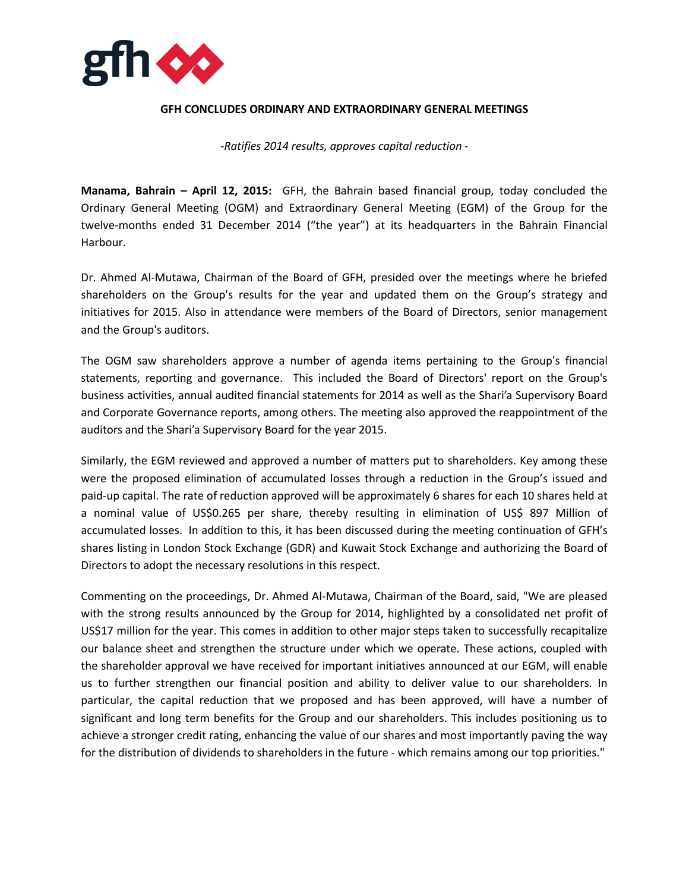# GFH CONCLUDES ORDINARY AND EXTRAORDINARY GENERAL MEETINGS

*-Ratifies 2014 results, approves capital reduction -*

**Manama, Bahrain – April 12, 2015:** GFH, the Bahrain based financial group, today concluded the Ordinary General Meeting (OGM) and Extraordinary General Meeting (EGM) of the Group for the twelve-months ended 31 December 2014 ("the year") at its headquarters in the Bahrain Financial Harbour.

Dr. Ahmed Al-Mutawa, Chairman of the Board of GFH, presided over the meetings where he briefed shareholders on the Group's results for the year and updated them on the Group's strategy and initiatives for 2015. Also in attendance were members of the Board of Directors, senior management and the Group's auditors.

The OGM saw shareholders approve a number of agenda items pertaining to the Group's financial statements, reporting and governance. This included the Board of Directors' report on the Group's business activities, annual audited financial statements for 2014 as well as the Shari'a Supervisory Board and Corporate Governance reports, among others. The meeting also approved the reappointment of the auditors and the Shari'a Supervisory Board for the year 2015.

Similarly, the EGM reviewed and approved a number of matters put to shareholders. Key among these were the proposed elimination of accumulated losses through a reduction in the Group's issued and paid-up capital. The rate of reduction approved will be approximately 6 shares for each 10 shares held at a nominal value of US$0.265 per share, thereby resulting in elimination of US$ 897 Million of accumulated losses. In addition to this, it has been discussed during the meeting continuation of GFH's shares listing in London Stock Exchange (GDR) and Kuwait Stock Exchange and authorizing the Board of Directors to adopt the necessary resolutions in this respect.

Commenting on the proceedings, Dr. Ahmed Al-Mutawa, Chairman of the Board, said, "We are pleased with the strong results announced by the Group for 2014, highlighted by a consolidated net profit of US$17 million for the year. This comes in addition to other major steps taken to successfully recapitalize our balance sheet and strengthen the structure under which we operate. These actions, coupled with the shareholder approval we have received for important initiatives announced at our EGM, will enable us to further strengthen our financial position and ability to deliver value to our shareholders. In particular, the capital reduction that we proposed and has been approved, will have a number of significant and long term benefits for the Group and our shareholders. This includes positioning us to achieve a stronger credit rating, enhancing the value of our shares and most importantly paving the way for the distribution of dividends to shareholders in the future - which remains among our top priorities."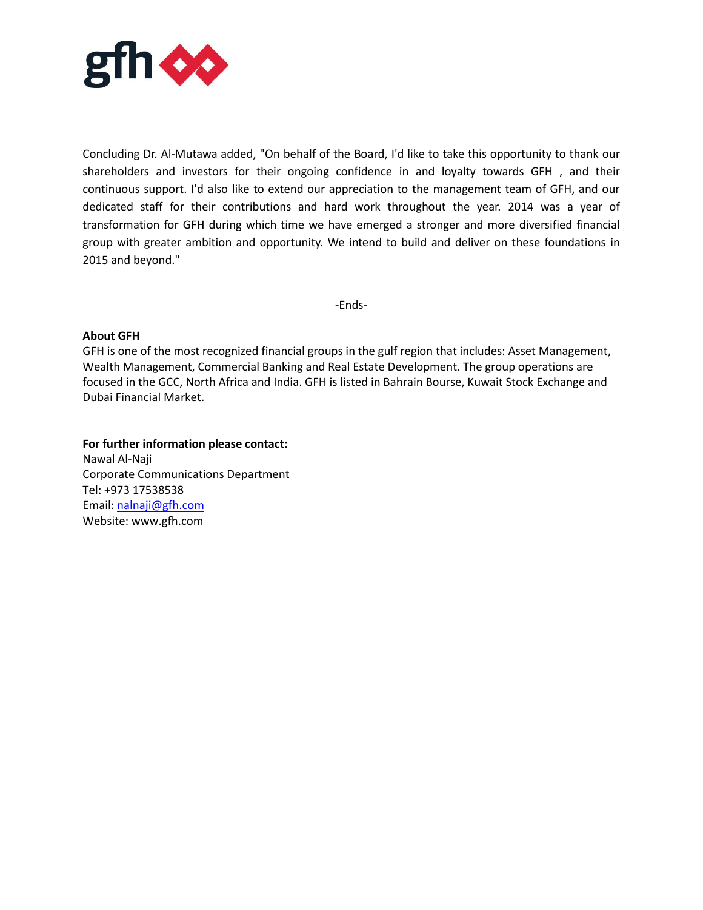Concluding Dr. Al-Mutawa added, "On behalf of the Board, I'd like to take this opportunity to thank our shareholders and investors for their ongoing confidence in and loyalty towards GFH , and their continuous support. I'd also like to extend our appreciation to the management team of GFH, and our dedicated staff for their contributions and hard work throughout the year. 2014 was a year of transformation for GFH during which time we have emerged a stronger and more diversified financial group with greater ambition and opportunity. We intend to build and deliver on these foundations in 2015 and beyond."

-Ends-

**About GFH**
GFH is one of the most recognized financial groups in the gulf region that includes: Asset Management, Wealth Management, Commercial Banking and Real Estate Development. The group operations are focused in the GCC, North Africa and India. GFH is listed in Bahrain Bourse, Kuwait Stock Exchange and Dubai Financial Market.

**For further information please contact:**
Nawal Al-Naji
Corporate Communications Department
Tel: +973 17538538
Email: nalnaji@gfh.com
Website: www.gfh.com